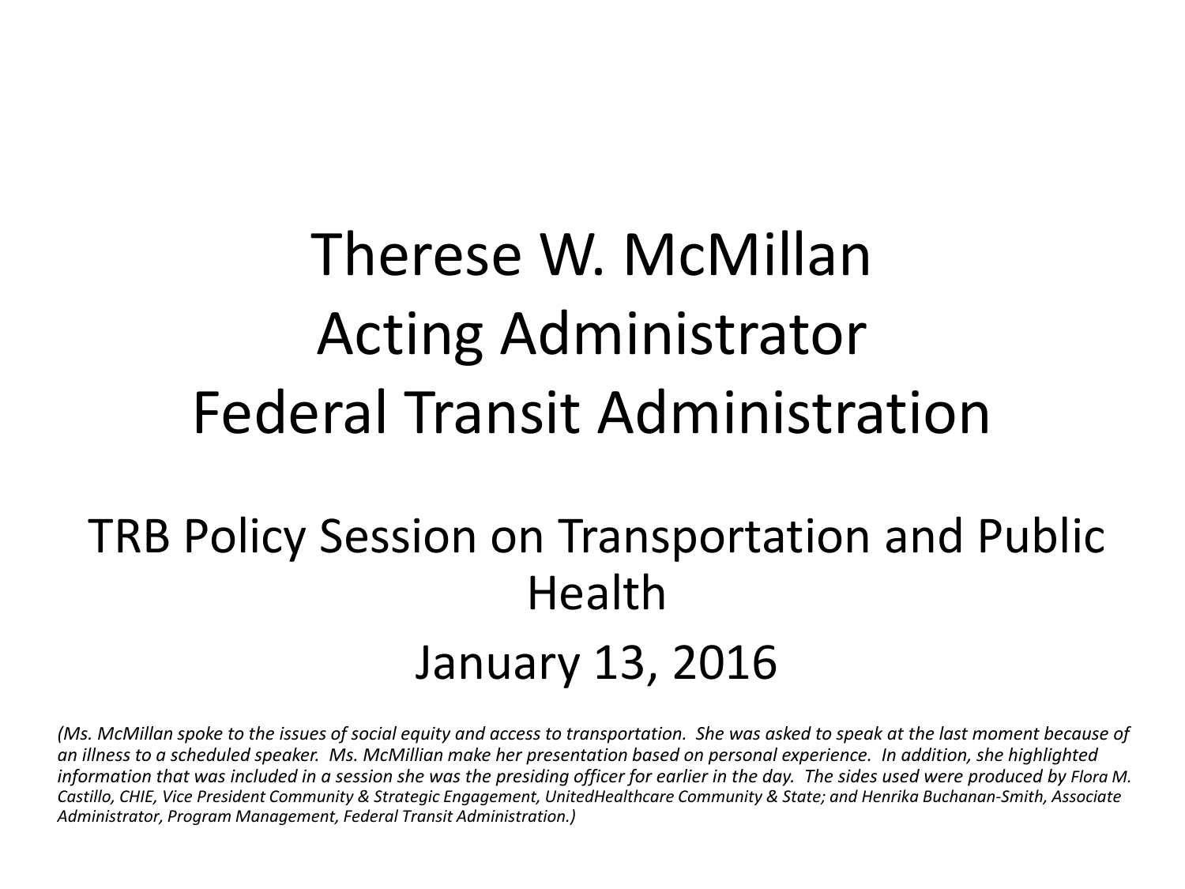# Therese W. McMillan
# Acting Administrator
# Federal Transit Administration

## TRB Policy Session on Transportation and Public Health

## January 13, 2016

*(Ms. McMillan spoke to the issues of social equity and access to transportation. She was asked to speak at the last moment because of an illness to a scheduled speaker. Ms. McMillian make her presentation based on personal experience. In addition, she highlighted information that was included in a session she was the presiding officer for earlier in the day. The sides used were produced by Flora M. Castillo, CHIE, Vice President Community & Strategic Engagement, UnitedHealthcare Community & State; and Henrika Buchanan-Smith, Associate Administrator, Program Management, Federal Transit Administration.)*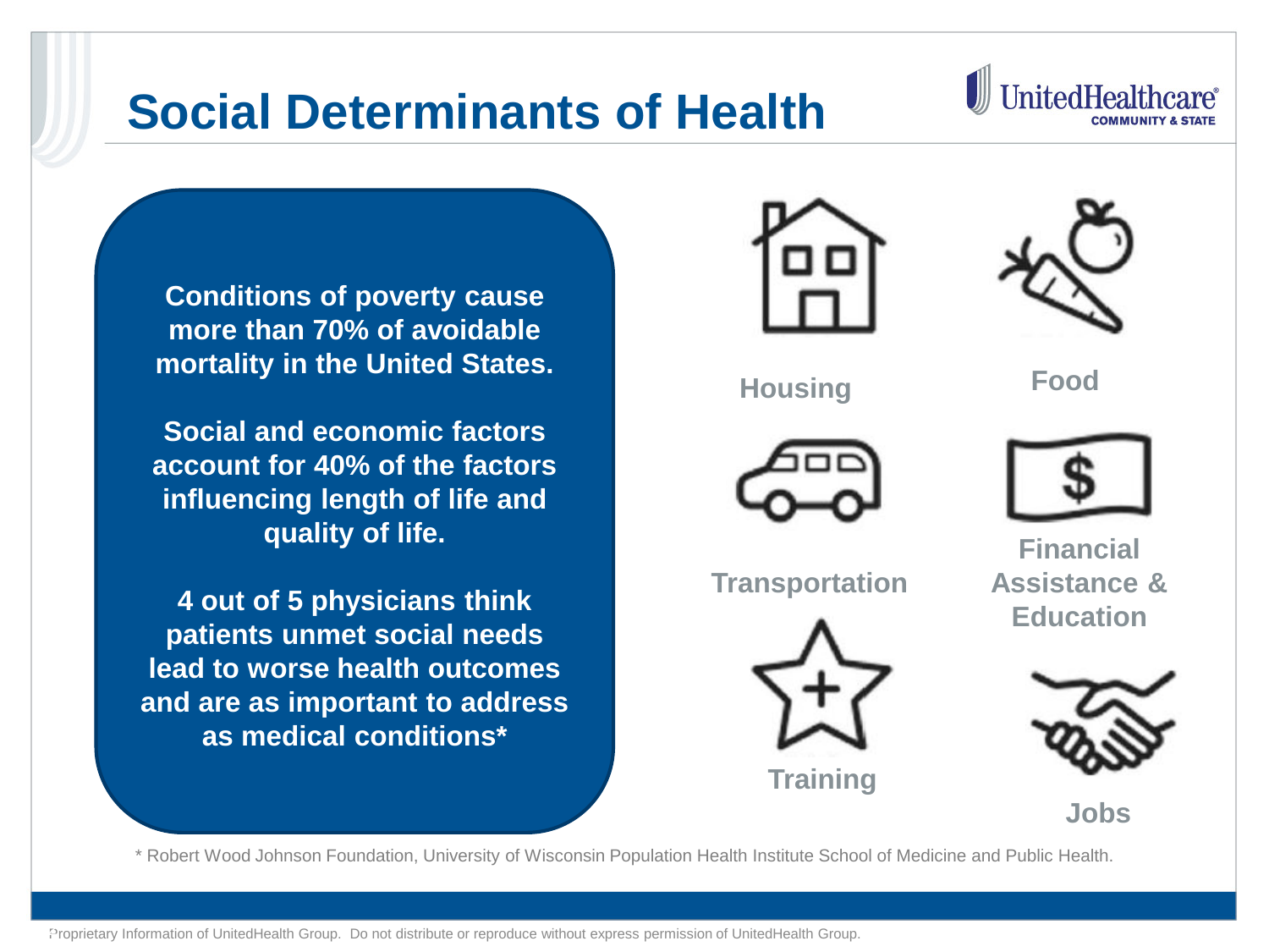# Social Determinants of Health

**Conditions of poverty cause more than 70% of avoidable mortality in the United States.**

**Social and economic factors account for 40% of the factors influencing length of life and quality of life.**

**4 out of 5 physicians think patients unmet social needs lead to worse health outcomes and are as important to address as medical conditions***

- **Housing**
- **Food**
- **Transportation**
- **Financial Assistance & Education**
- **Training**
- **Jobs**

* Robert Wood Johnson Foundation, University of Wisconsin Population Health Institute School of Medicine and Public Health.

Proprietary Information of UnitedHealth Group. Do not distribute or reproduce without express permission of UnitedHealth Group.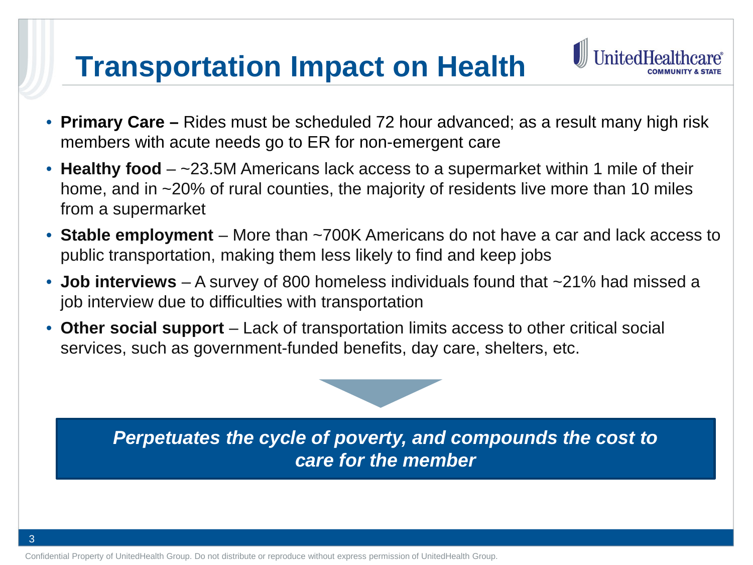# Transportation Impact on Health

- **Primary Care –** Rides must be scheduled 72 hour advanced; as a result many high risk members with acute needs go to ER for non-emergent care
- **Healthy food** – ~23.5M Americans lack access to a supermarket within 1 mile of their home, and in ~20% of rural counties, the majority of residents live more than 10 miles from a supermarket
- **Stable employment** – More than ~700K Americans do not have a car and lack access to public transportation, making them less likely to find and keep jobs
- **Job interviews** – A survey of 800 homeless individuals found that ~21% had missed a job interview due to difficulties with transportation
- **Other social support** – Lack of transportation limits access to other critical social services, such as government-funded benefits, day care, shelters, etc.

***Perpetuates the cycle of poverty, and compounds the cost to care for the member***

Confidential Property of UnitedHealth Group. Do not distribute or reproduce without express permission of UnitedHealth Group.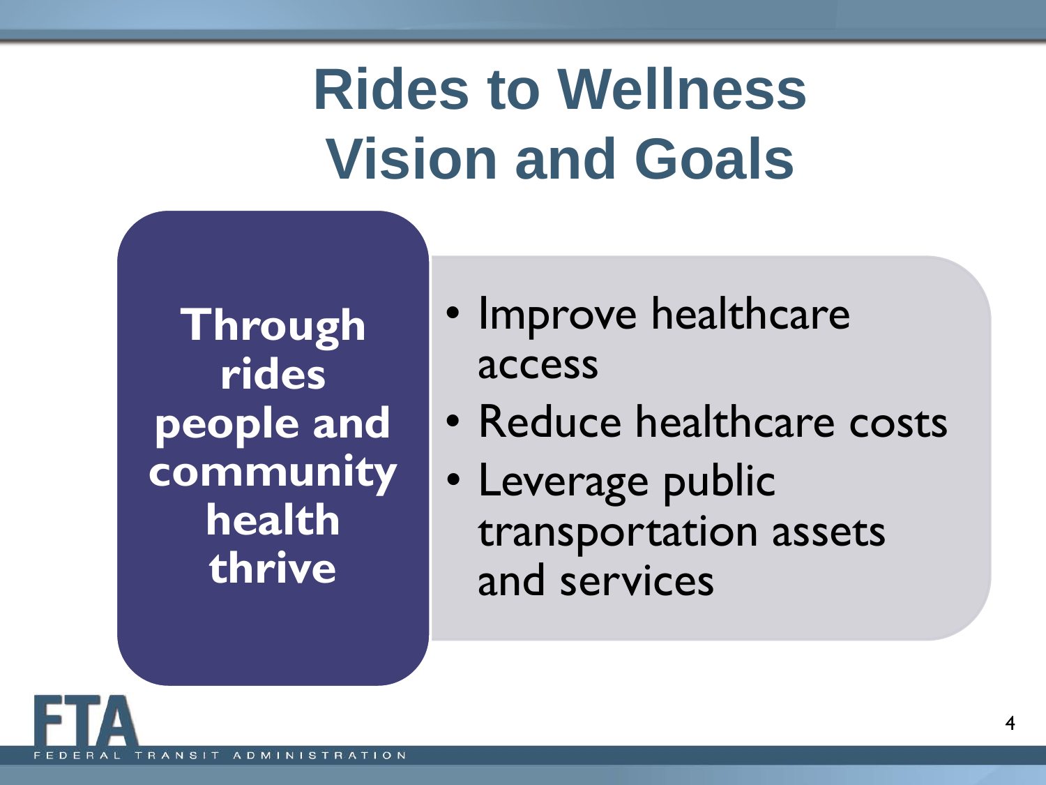# Rides to Wellness Vision and Goals

**Through rides people and community health thrive**

- Improve healthcare access
- Reduce healthcare costs
- Leverage public transportation assets and services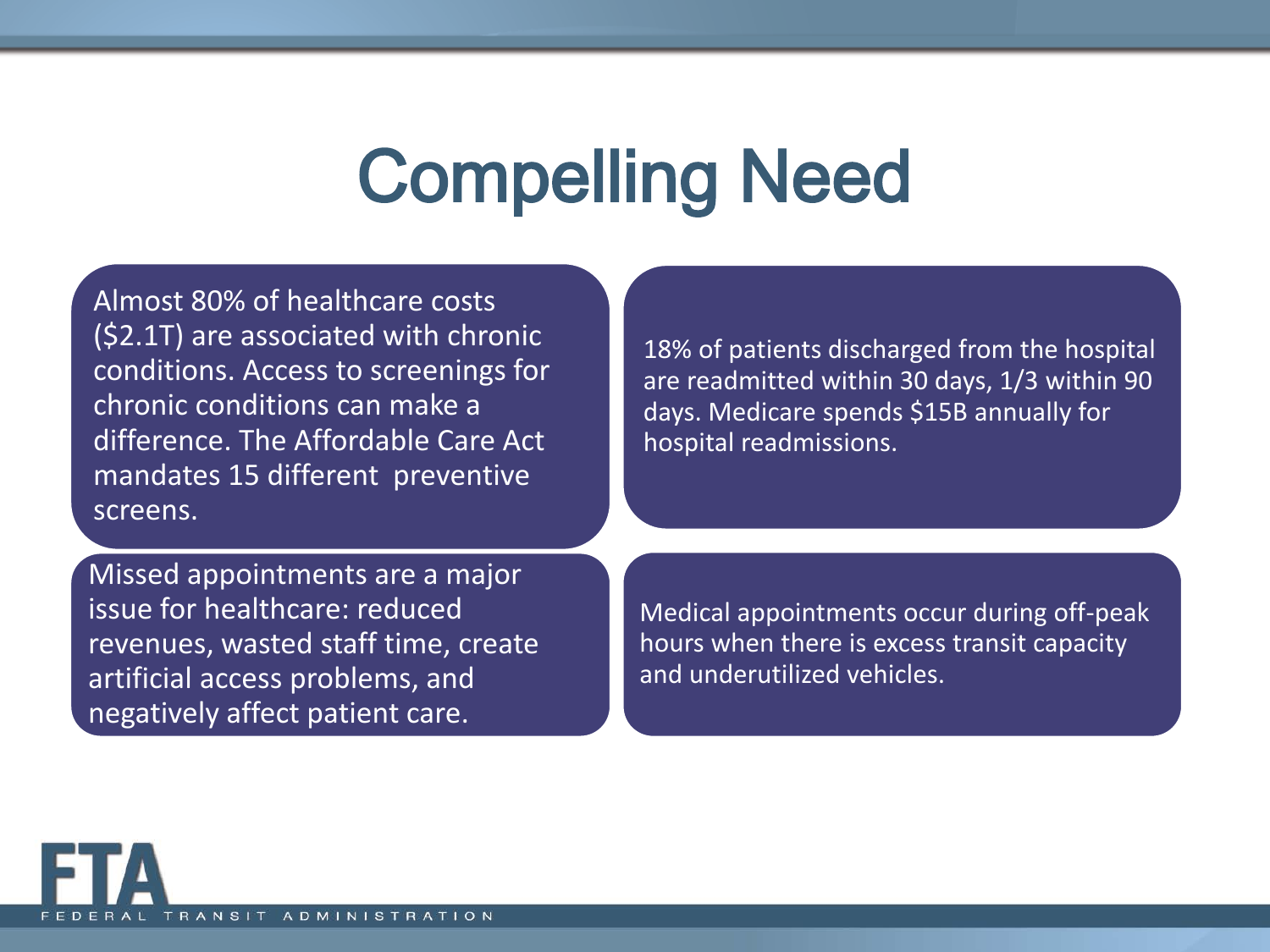# Compelling Need

Almost 80% of healthcare costs ($2.1T) are associated with chronic conditions. Access to screenings for chronic conditions can make a difference. The Affordable Care Act mandates 15 different preventive screens.

18% of patients discharged from the hospital are readmitted within 30 days, 1/3 within 90 days. Medicare spends $15B annually for hospital readmissions.

Missed appointments are a major issue for healthcare: reduced revenues, wasted staff time, create artificial access problems, and negatively affect patient care.

Medical appointments occur during off-peak hours when there is excess transit capacity and underutilized vehicles.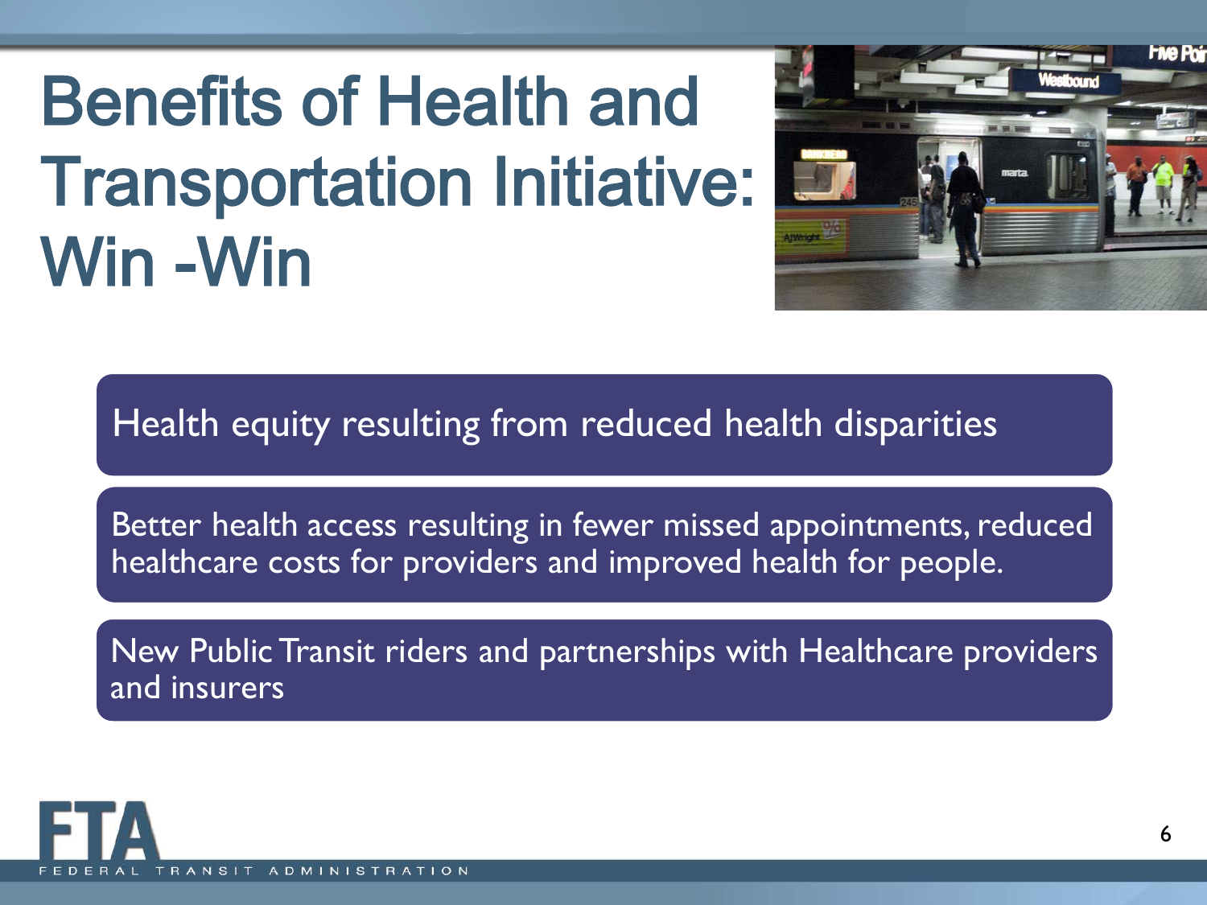# Benefits of Health and Transportation Initiative: Win -Win

Health equity resulting from reduced health disparities

Better health access resulting in fewer missed appointments, reduced healthcare costs for providers and improved health for people.

New Public Transit riders and partnerships with Healthcare providers and insurers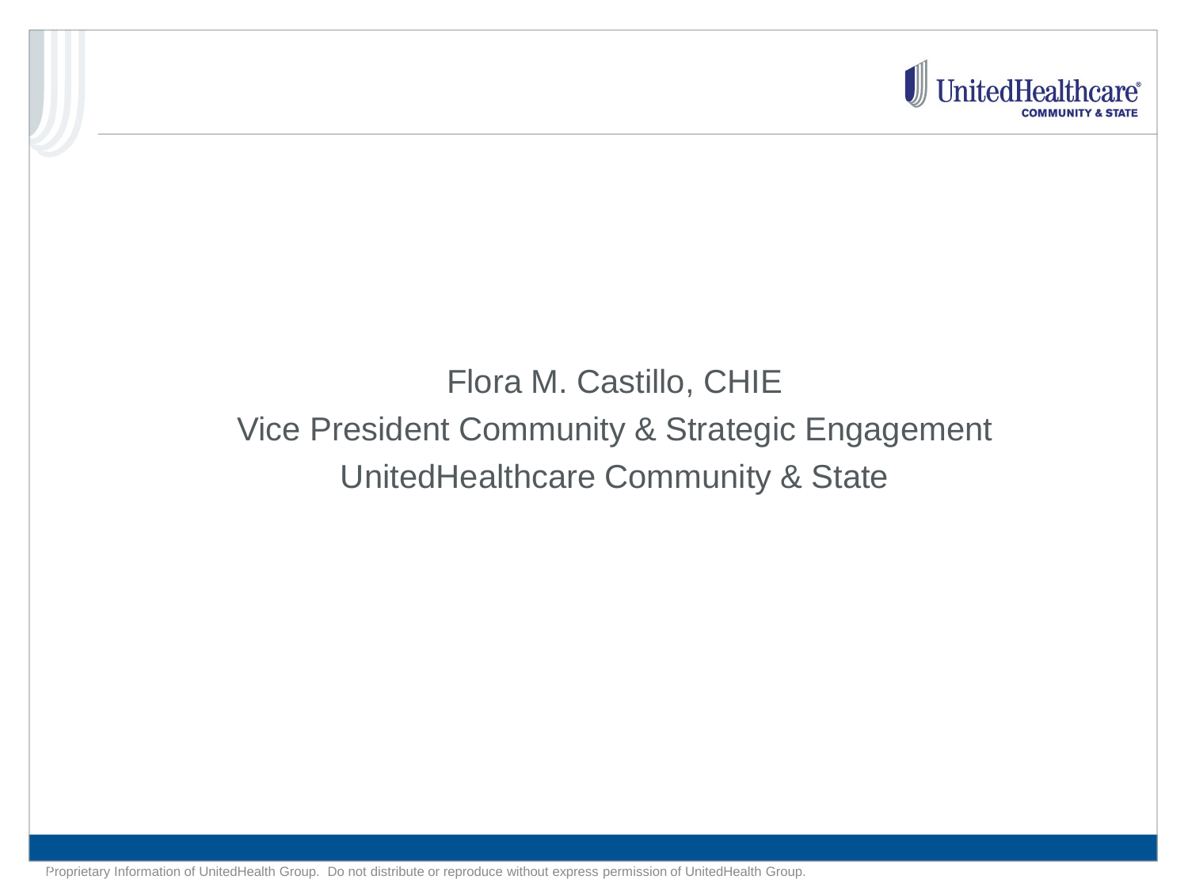Flora M. Castillo, CHIE

Vice President Community & Strategic Engagement

UnitedHealthcare Community & State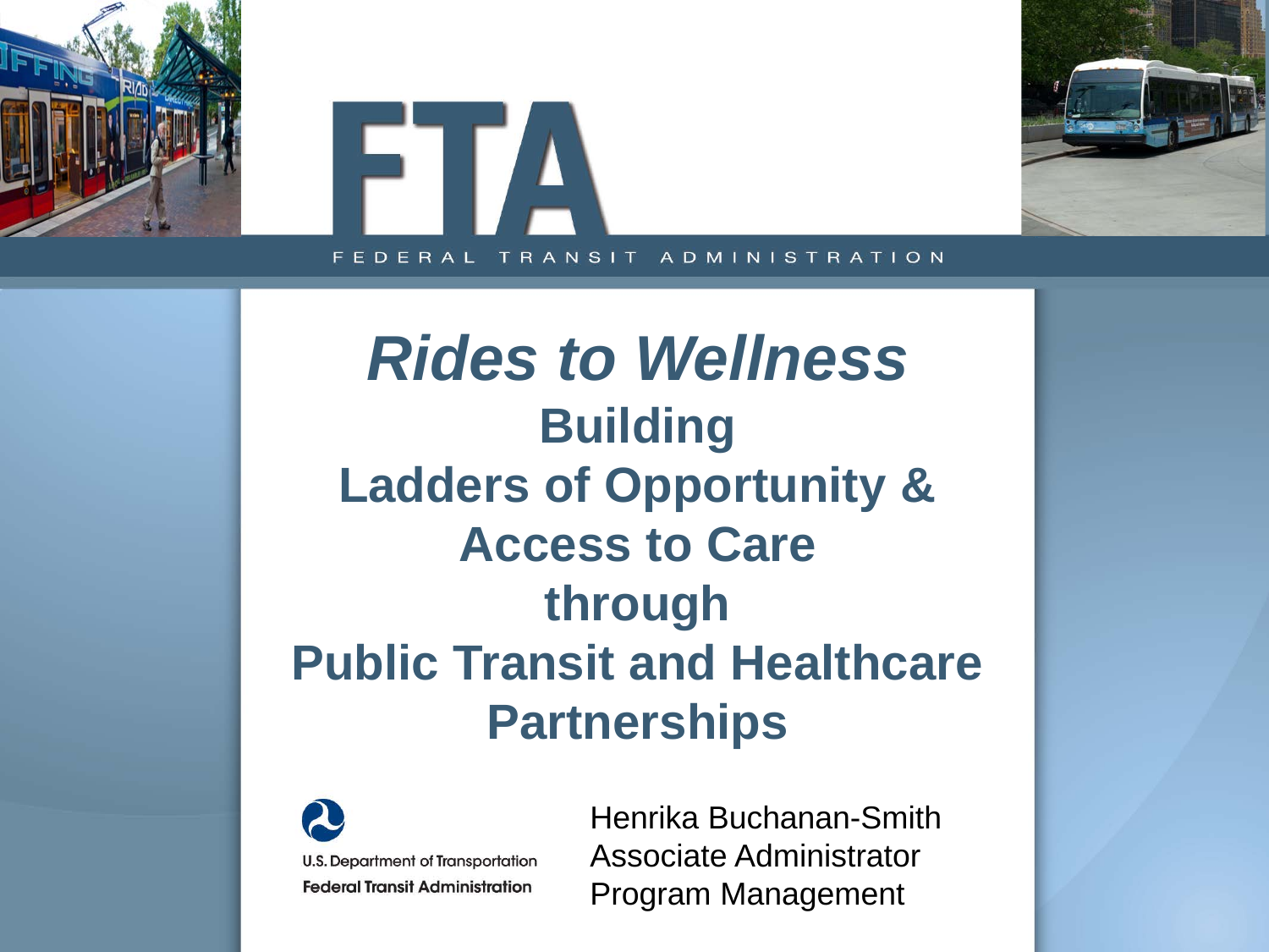FTA

FEDERAL TRANSIT ADMINISTRATION

# *Rides to Wellness*

## Building Ladders of Opportunity & Access to Care through Public Transit and Healthcare Partnerships

U.S. Department of Transportation
Federal Transit Administration

Henrika Buchanan-Smith
Associate Administrator
Program Management